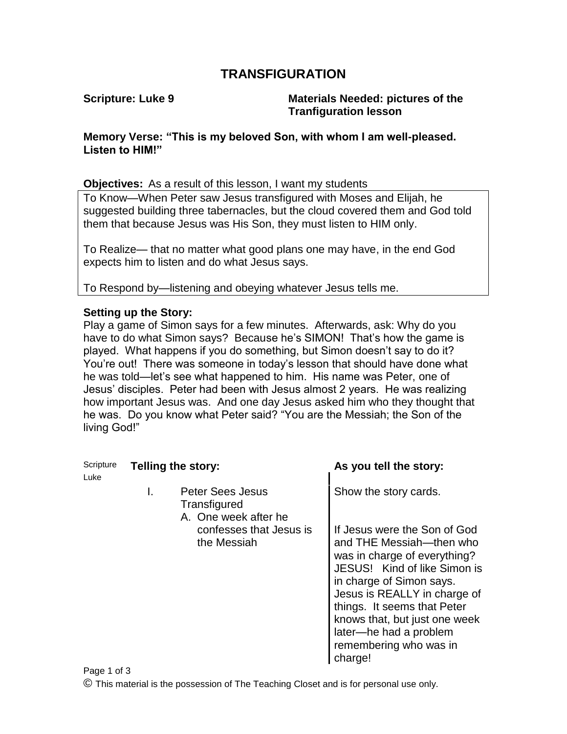# TRANSFIGURATION

**Scripture: Luke 9**

**Materials Needed: pictures of the Tranfiguration lesson**

**Memory Verse: "This is my beloved Son, with whom I am well-pleased. Listen to HIM!"**

**Objectives:** As a result of this lesson, I want my students

To Know—When Peter saw Jesus transfigured with Moses and Elijah, he suggested building three tabernacles, but the cloud covered them and God told them that because Jesus was His Son, they must listen to HIM only.

To Realize— that no matter what good plans one may have, in the end God expects him to listen and do what Jesus says.

To Respond by—listening and obeying whatever Jesus tells me.

**Setting up the Story:**

Play a game of Simon says for a few minutes. Afterwards, ask: Why do you have to do what Simon says? Because he's SIMON! That's how the game is played. What happens if you do something, but Simon doesn't say to do it? You're out! There was someone in today's lesson that should have done what he was told—let's see what happened to him. His name was Peter, one of Jesus' disciples. Peter had been with Jesus almost 2 years. He was realizing how important Jesus was. And one day Jesus asked him who they thought that he was. Do you know what Peter said? "You are the Messiah; the Son of the living God!"

| Scripture Luke | **Telling the story:** | **As you tell the story:** |
|---|---|---|
| | I. Peter Sees Jesus Transfigured | Show the story cards. |
| | A. One week after he confesses that Jesus is the Messiah | If Jesus were the Son of God and THE Messiah—then who was in charge of everything? JESUS! Kind of like Simon is in charge of Simon says. Jesus is REALLY in charge of things. It seems that Peter knows that, but just one week later—he had a problem remembering who was in charge! |

© This material is the possession of The Teaching Closet and is for personal use only.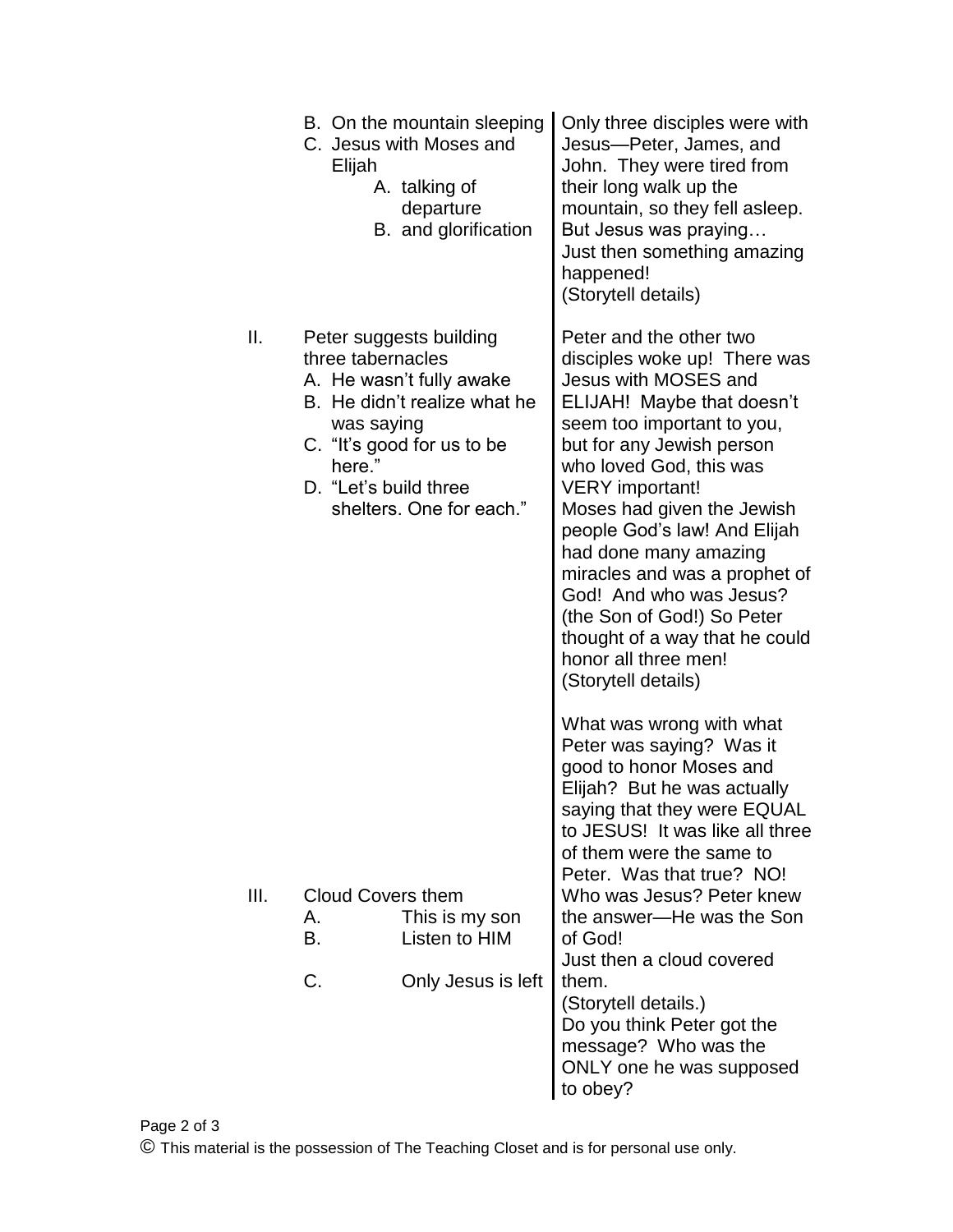| Outline | Teaching Notes |
|---|---|
| B. On the mountain sleeping<br>C. Jesus with Moses and Elijah<br>&nbsp;&nbsp;&nbsp;&nbsp;A. talking of departure<br>&nbsp;&nbsp;&nbsp;&nbsp;B. and glorification | Only three disciples were with Jesus—Peter, James, and John. They were tired from their long walk up the mountain, so they fell asleep. But Jesus was praying… Just then something amazing happened!<br>(Storytell details) |
| II. Peter suggests building three tabernacles<br>&nbsp;&nbsp;&nbsp;&nbsp;A. He wasn't fully awake<br>&nbsp;&nbsp;&nbsp;&nbsp;B. He didn't realize what he was saying<br>&nbsp;&nbsp;&nbsp;&nbsp;C. "It's good for us to be here."<br>&nbsp;&nbsp;&nbsp;&nbsp;D. "Let's build three shelters. One for each." | Peter and the other two disciples woke up! There was Jesus with MOSES and ELIJAH! Maybe that doesn't seem too important to you, but for any Jewish person who loved God, this was VERY important!<br>Moses had given the Jewish people God's law! And Elijah had done many amazing miracles and was a prophet of God! And who was Jesus? (the Son of God!) So Peter thought of a way that he could honor all three men!<br>(Storytell details)<br><br>What was wrong with what Peter was saying? Was it good to honor Moses and Elijah? But he was actually saying that they were EQUAL to JESUS! It was like all three of them were the same to Peter. Was that true? NO! |
| III. Cloud Covers them<br>&nbsp;&nbsp;&nbsp;&nbsp;A. This is my son<br>&nbsp;&nbsp;&nbsp;&nbsp;B. Listen to HIM<br><br>&nbsp;&nbsp;&nbsp;&nbsp;C. Only Jesus is left | Who was Jesus? Peter knew the answer—He was the Son of God!<br>Just then a cloud covered them.<br>(Storytell details.)<br>Do you think Peter got the message? Who was the ONLY one he was supposed to obey? |

© This material is the possession of The Teaching Closet and is for personal use only.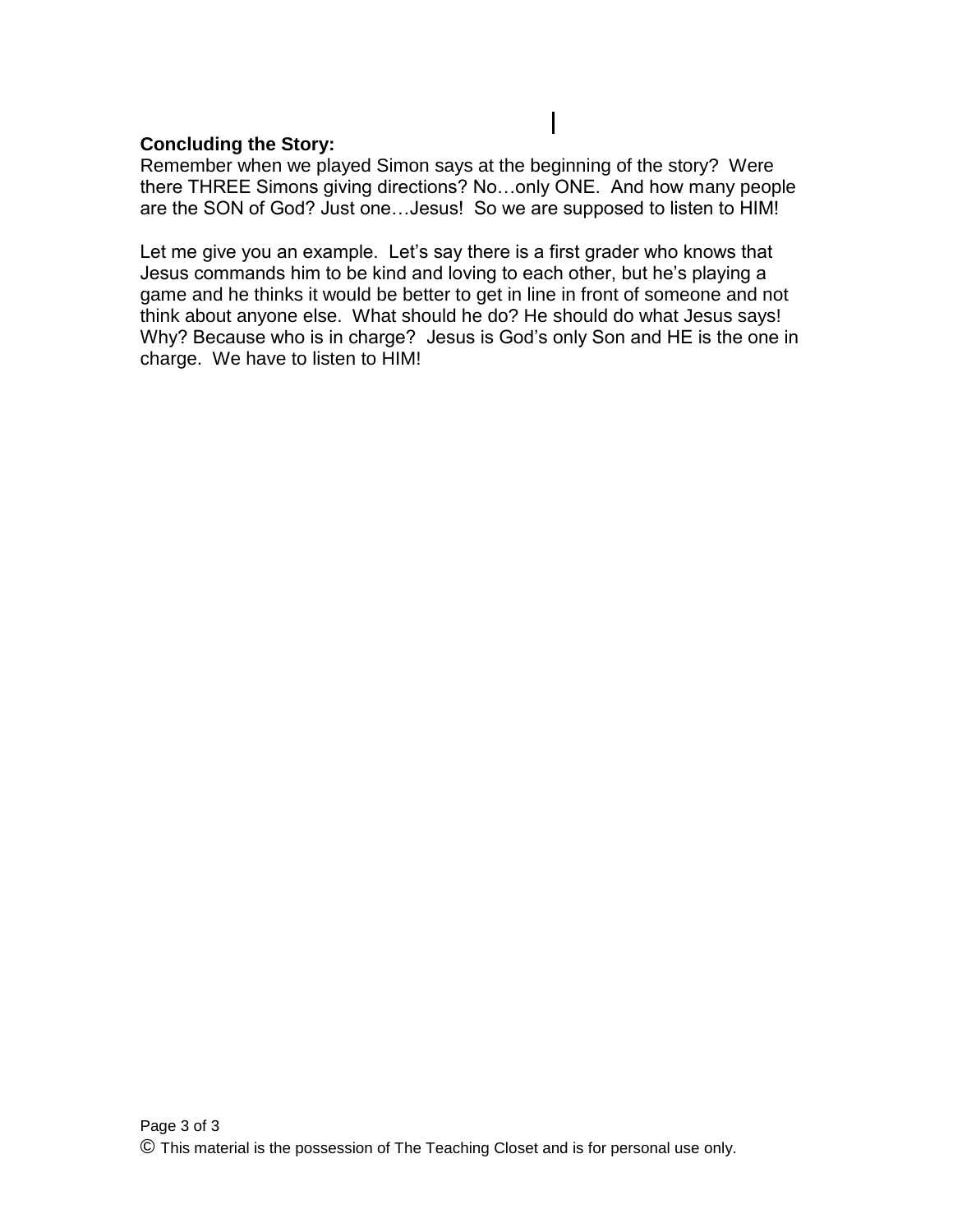**Concluding the Story:**

Remember when we played Simon says at the beginning of the story? Were there THREE Simons giving directions? No…only ONE. And how many people are the SON of God? Just one…Jesus! So we are supposed to listen to HIM!

Let me give you an example. Let's say there is a first grader who knows that Jesus commands him to be kind and loving to each other, but he's playing a game and he thinks it would be better to get in line in front of someone and not think about anyone else. What should he do? He should do what Jesus says! Why? Because who is in charge? Jesus is God's only Son and HE is the one in charge. We have to listen to HIM!

© This material is the possession of The Teaching Closet and is for personal use only.